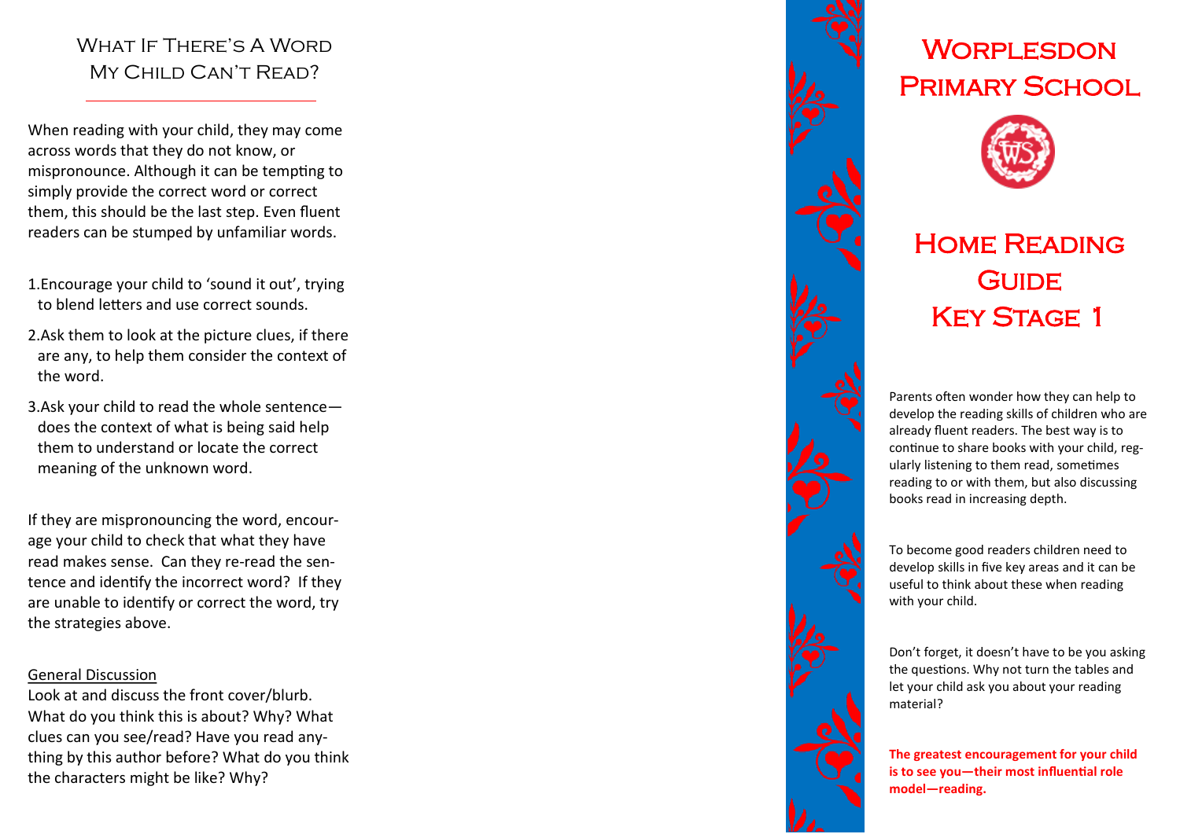## What If There's A Word My Child Can't Read?

When reading with your child, they may come across words that they do not know, or mispronounce. Although it can be tempting to simply provide the correct word or correct them, this should be the last step. Even fluent readers can be stumped by unfamiliar words.

1. Encourage your child to 'sound it out', trying to blend letters and use correct sounds.
2. Ask them to look at the picture clues, if there are any, to help them consider the context of the word.
3. Ask your child to read the whole sentence—does the context of what is being said help them to understand or locate the correct meaning of the unknown word.

If they are mispronouncing the word, encourage your child to check that what they have read makes sense. Can they re-read the sentence and identify the incorrect word? If they are unable to identify or correct the word, try the strategies above.

General Discussion

Look at and discuss the front cover/blurb. What do you think this is about? Why? What clues can you see/read? Have you read anything by this author before? What do you think the characters might be like? Why?

# Worplesdon Primary School

# Home Reading Guide Key Stage 1

Parents often wonder how they can help to develop the reading skills of children who are already fluent readers. The best way is to continue to share books with your child, regularly listening to them read, sometimes reading to or with them, but also discussing books read in increasing depth.

To become good readers children need to develop skills in five key areas and it can be useful to think about these when reading with your child.

Don't forget, it doesn't have to be you asking the questions. Why not turn the tables and let your child ask you about your reading material?

**The greatest encouragement for your child is to see you—their most influential role model—reading.**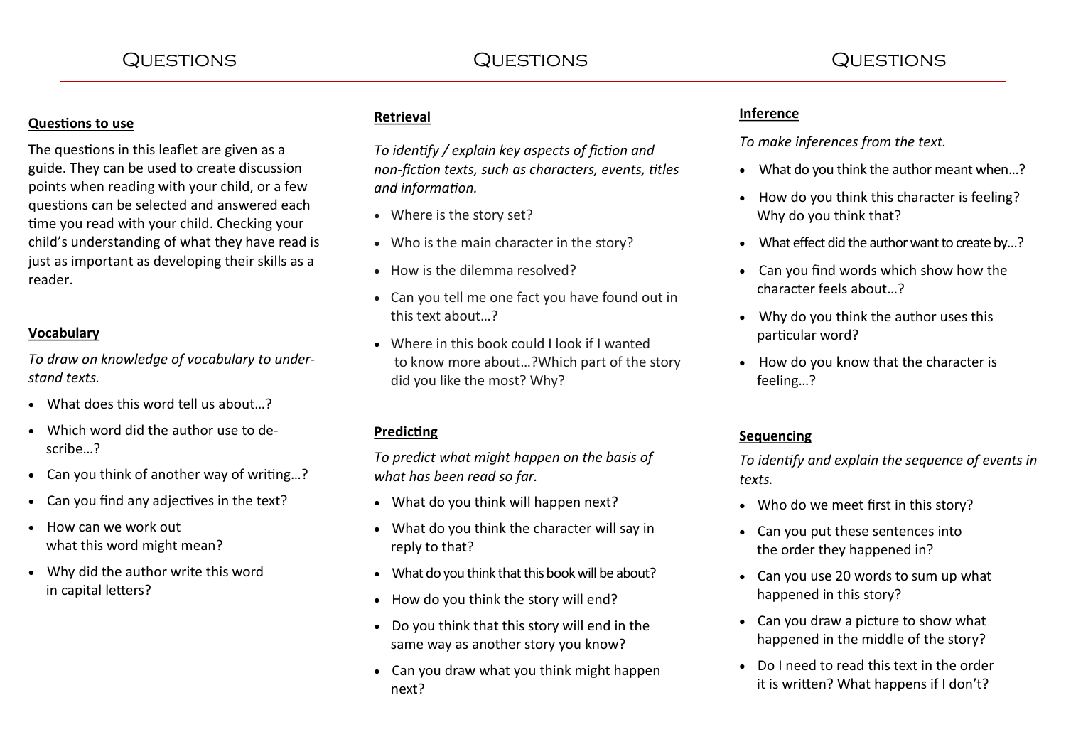# Questions

### Questions to use

The questions in this leaflet are given as a guide. They can be used to create discussion points when reading with your child, or a few questions can be selected and answered each time you read with your child. Checking your child's understanding of what they have read is just as important as developing their skills as a reader.

### Vocabulary

*To draw on knowledge of vocabulary to understand texts.*

- What does this word tell us about…?
- Which word did the author use to describe…?
- Can you think of another way of writing…?
- Can you find any adjectives in the text?
- How can we work out what this word might mean?
- Why did the author write this word in capital letters?

### Retrieval

*To identify / explain key aspects of fiction and non-fiction texts, such as characters, events, titles and information.*

- Where is the story set?
- Who is the main character in the story?
- How is the dilemma resolved?
- Can you tell me one fact you have found out in this text about…?
- Where in this book could I look if I wanted to know more about…?Which part of the story did you like the most? Why?

### Predicting

*To predict what might happen on the basis of what has been read so far.*

- What do you think will happen next?
- What do you think the character will say in reply to that?
- What do you think that this book will be about?
- How do you think the story will end?
- Do you think that this story will end in the same way as another story you know?
- Can you draw what you think might happen next?

### Inference

*To make inferences from the text.*

- What do you think the author meant when…?
- How do you think this character is feeling? Why do you think that?
- What effect did the author want to create by…?
- Can you find words which show how the character feels about…?
- Why do you think the author uses this particular word?
- How do you know that the character is feeling…?

### Sequencing

*To identify and explain the sequence of events in texts.*

- Who do we meet first in this story?
- Can you put these sentences into the order they happened in?
- Can you use 20 words to sum up what happened in this story?
- Can you draw a picture to show what happened in the middle of the story?
- Do I need to read this text in the order it is written? What happens if I don't?